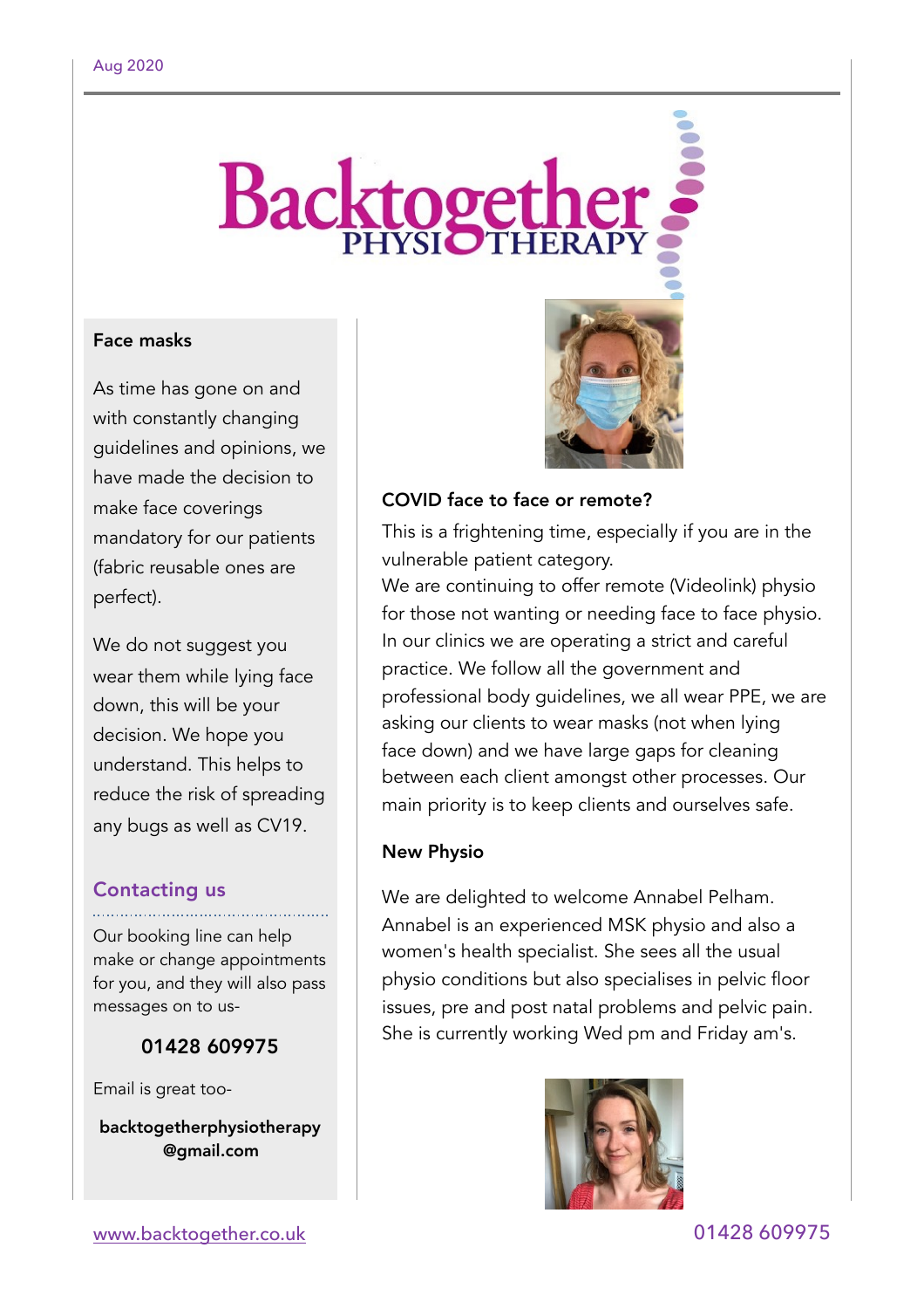Aug 2020

# Backtogether PHYSIOTHERAPY

### Face masks

As time has gone on and with constantly changing guidelines and opinions, we have made the decision to make face coverings mandatory for our patients (fabric reusable ones are perfect).

We do not suggest you wear them while lying face down, this will be your decision. We hope you understand. This helps to reduce the risk of spreading any bugs as well as CV19.

### Contacting us

Our booking line can help make or change appointments for you, and they will also pass messages on to us-

**01428 609975**

Email is great too-

**backtogetherphysiotherapy@gmail.com**

### COVID face to face or remote?

This is a frightening time, especially if you are in the vulnerable patient category.
We are continuing to offer remote (Videolink) physio for those not wanting or needing face to face physio. In our clinics we are operating a strict and careful practice. We follow all the government and professional body guidelines, we all wear PPE, we are asking our clients to wear masks (not when lying face down) and we have large gaps for cleaning between each client amongst other processes. Our main priority is to keep clients and ourselves safe.

### New Physio

We are delighted to welcome Annabel Pelham. Annabel is an experienced MSK physio and also a women's health specialist. She sees all the usual physio conditions but also specialises in pelvic floor issues, pre and post natal problems and pelvic pain. She is currently working Wed pm and Friday am's.

www.backtogether.co.uk 01428 609975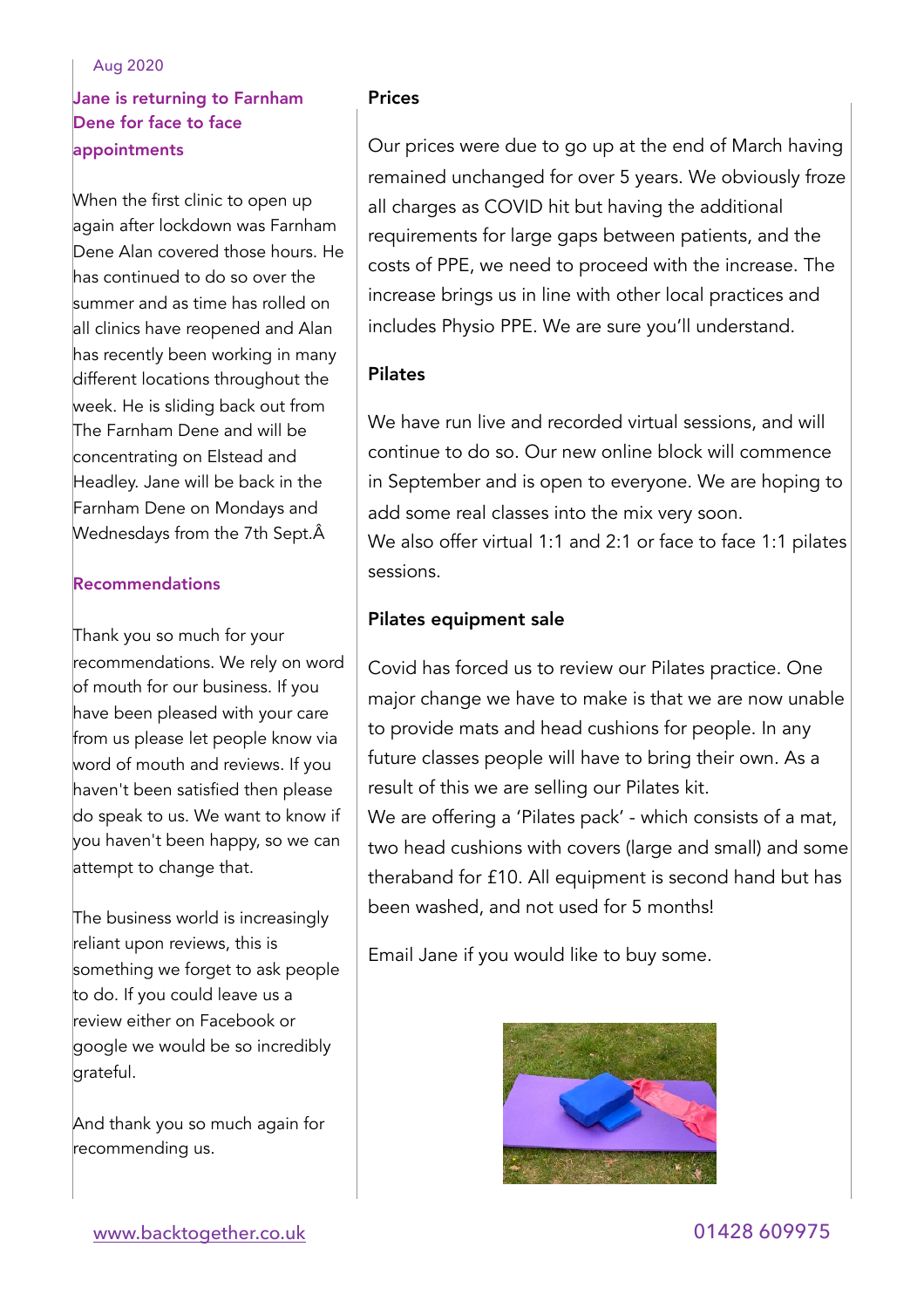Aug 2020

## Jane is returning to Farnham Dene for face to face appointments

When the first clinic to open up again after lockdown was Farnham Dene Alan covered those hours. He has continued to do so over the summer and as time has rolled on all clinics have reopened and Alan has recently been working in many different locations throughout the week. He is sliding back out from The Farnham Dene and will be concentrating on Elstead and Headley. Jane will be back in the Farnham Dene on Mondays and Wednesdays from the 7th Sept.Â

## Recommendations

Thank you so much for your recommendations. We rely on word of mouth for our business. If you have been pleased with your care from us please let people know via word of mouth and reviews. If you haven't been satisfied then please do speak to us. We want to know if you haven't been happy, so we can attempt to change that.

The business world is increasingly reliant upon reviews, this is something we forget to ask people to do. If you could leave us a review either on Facebook or google we would be so incredibly grateful.

And thank you so much again for recommending us.

## Prices

Our prices were due to go up at the end of March having remained unchanged for over 5 years. We obviously froze all charges as COVID hit but having the additional requirements for large gaps between patients, and the costs of PPE, we need to proceed with the increase. The increase brings us in line with other local practices and includes Physio PPE. We are sure you'll understand.

## Pilates

We have run live and recorded virtual sessions, and will continue to do so. Our new online block will commence in September and is open to everyone. We are hoping to add some real classes into the mix very soon.
We also offer virtual 1:1 and 2:1 or face to face 1:1 pilates sessions.

## Pilates equipment sale

Covid has forced us to review our Pilates practice. One major change we have to make is that we are now unable to provide mats and head cushions for people. In any future classes people will have to bring their own. As a result of this we are selling our Pilates kit.
We are offering a 'Pilates pack' - which consists of a mat, two head cushions with covers (large and small) and some theraband for £10. All equipment is second hand but has been washed, and not used for 5 months!

Email Jane if you would like to buy some.

www.backtogether.co.uk

01428 609975